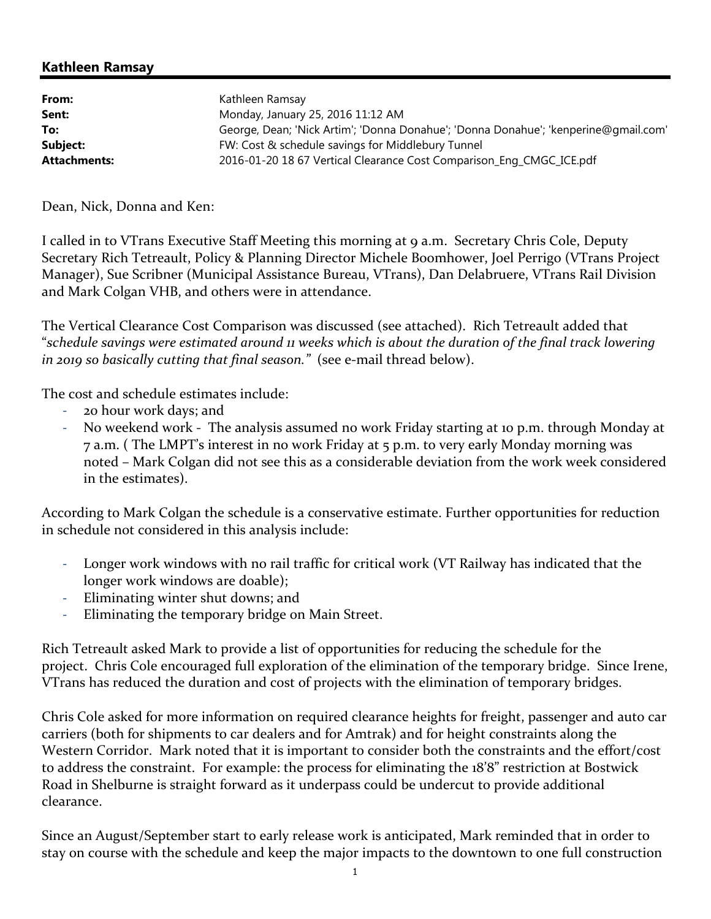## Kathleen Ramsay

**From:** Kathleen Ramsay
**Sent:** Monday, January 25, 2016 11:12 AM
**To:** George, Dean; 'Nick Artim'; 'Donna Donahue'; 'Donna Donahue'; 'kenperine@gmail.com'
**Subject:** FW: Cost & schedule savings for Middlebury Tunnel
**Attachments:** 2016-01-20 18 67 Vertical Clearance Cost Comparison_Eng_CMGC_ICE.pdf

Dean, Nick, Donna and Ken:

I called in to VTrans Executive Staff Meeting this morning at 9 a.m. Secretary Chris Cole, Deputy Secretary Rich Tetreault, Policy & Planning Director Michele Boomhower, Joel Perrigo (VTrans Project Manager), Sue Scribner (Municipal Assistance Bureau, VTrans), Dan Delabruere, VTrans Rail Division and Mark Colgan VHB, and others were in attendance.

The Vertical Clearance Cost Comparison was discussed (see attached). Rich Tetreault added that "*schedule savings were estimated around 11 weeks which is about the duration of the final track lowering in 2019 so basically cutting that final season.*" (see e-mail thread below).

The cost and schedule estimates include:

- 20 hour work days; and
- No weekend work - The analysis assumed no work Friday starting at 10 p.m. through Monday at 7 a.m. ( The LMPT's interest in no work Friday at 5 p.m. to very early Monday morning was noted – Mark Colgan did not see this as a considerable deviation from the work week considered in the estimates).

According to Mark Colgan the schedule is a conservative estimate. Further opportunities for reduction in schedule not considered in this analysis include:

- Longer work windows with no rail traffic for critical work (VT Railway has indicated that the longer work windows are doable);
- Eliminating winter shut downs; and
- Eliminating the temporary bridge on Main Street.

Rich Tetreault asked Mark to provide a list of opportunities for reducing the schedule for the project. Chris Cole encouraged full exploration of the elimination of the temporary bridge. Since Irene, VTrans has reduced the duration and cost of projects with the elimination of temporary bridges.

Chris Cole asked for more information on required clearance heights for freight, passenger and auto car carriers (both for shipments to car dealers and for Amtrak) and for height constraints along the Western Corridor. Mark noted that it is important to consider both the constraints and the effort/cost to address the constraint. For example: the process for eliminating the 18'8" restriction at Bostwick Road in Shelburne is straight forward as it underpass could be undercut to provide additional clearance.

Since an August/September start to early release work is anticipated, Mark reminded that in order to stay on course with the schedule and keep the major impacts to the downtown to one full construction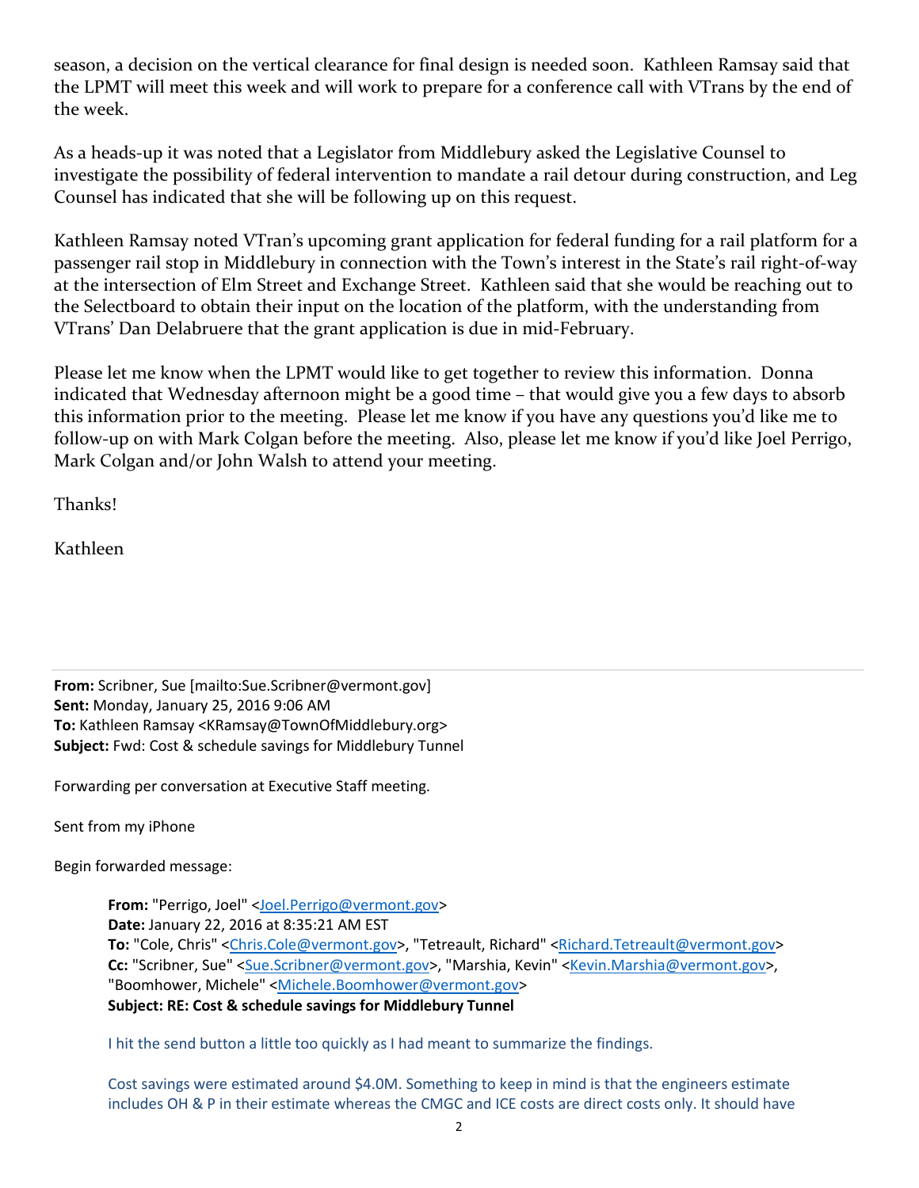season, a decision on the vertical clearance for final design is needed soon. Kathleen Ramsay said that the LPMT will meet this week and will work to prepare for a conference call with VTrans by the end of the week.

As a heads-up it was noted that a Legislator from Middlebury asked the Legislative Counsel to investigate the possibility of federal intervention to mandate a rail detour during construction, and Leg Counsel has indicated that she will be following up on this request.

Kathleen Ramsay noted VTran's upcoming grant application for federal funding for a rail platform for a passenger rail stop in Middlebury in connection with the Town's interest in the State's rail right-of-way at the intersection of Elm Street and Exchange Street. Kathleen said that she would be reaching out to the Selectboard to obtain their input on the location of the platform, with the understanding from VTrans' Dan Delabruere that the grant application is due in mid-February.

Please let me know when the LPMT would like to get together to review this information. Donna indicated that Wednesday afternoon might be a good time – that would give you a few days to absorb this information prior to the meeting. Please let me know if you have any questions you'd like me to follow-up on with Mark Colgan before the meeting. Also, please let me know if you'd like Joel Perrigo, Mark Colgan and/or John Walsh to attend your meeting.

Thanks!

Kathleen

---

**From:** Scribner, Sue [mailto:Sue.Scribner@vermont.gov]
**Sent:** Monday, January 25, 2016 9:06 AM
**To:** Kathleen Ramsay <KRamsay@TownOfMiddlebury.org>
**Subject:** Fwd: Cost & schedule savings for Middlebury Tunnel

Forwarding per conversation at Executive Staff meeting.

Sent from my iPhone

Begin forwarded message:

> **From:** "Perrigo, Joel" <Joel.Perrigo@vermont.gov>
> **Date:** January 22, 2016 at 8:35:21 AM EST
> **To:** "Cole, Chris" <Chris.Cole@vermont.gov>, "Tetreault, Richard" <Richard.Tetreault@vermont.gov>
> **Cc:** "Scribner, Sue" <Sue.Scribner@vermont.gov>, "Marshia, Kevin" <Kevin.Marshia@vermont.gov>, "Boomhower, Michele" <Michele.Boomhower@vermont.gov>
> **Subject: RE: Cost & schedule savings for Middlebury Tunnel**
>
> I hit the send button a little too quickly as I had meant to summarize the findings.
>
> Cost savings were estimated around $4.0M. Something to keep in mind is that the engineers estimate includes OH & P in their estimate whereas the CMGC and ICE costs are direct costs only. It should have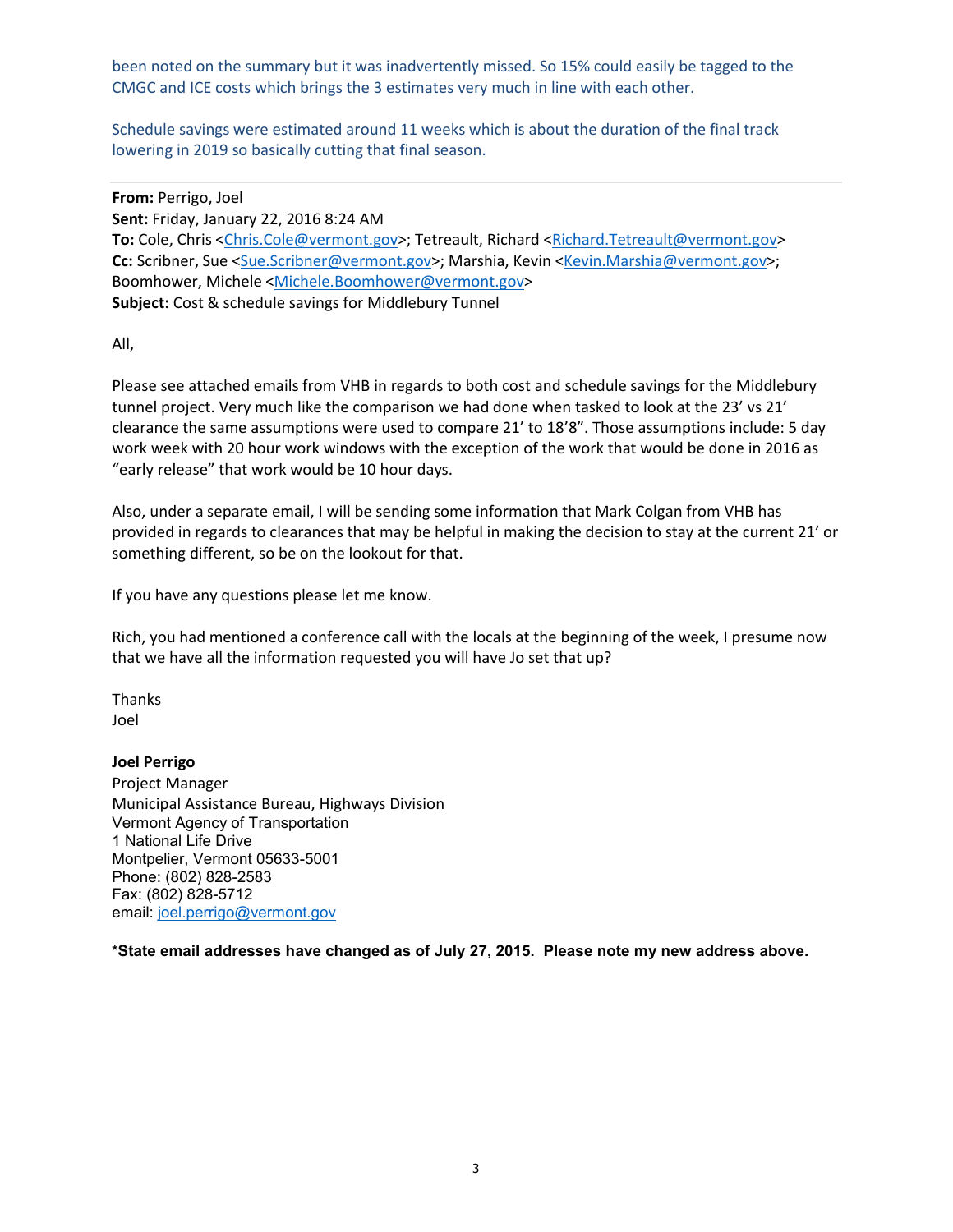been noted on the summary but it was inadvertently missed. So 15% could easily be tagged to the CMGC and ICE costs which brings the 3 estimates very much in line with each other.

Schedule savings were estimated around 11 weeks which is about the duration of the final track lowering in 2019 so basically cutting that final season.

---

**From:** Perrigo, Joel
**Sent:** Friday, January 22, 2016 8:24 AM
**To:** Cole, Chris <Chris.Cole@vermont.gov>; Tetreault, Richard <Richard.Tetreault@vermont.gov>
**Cc:** Scribner, Sue <Sue.Scribner@vermont.gov>; Marshia, Kevin <Kevin.Marshia@vermont.gov>; Boomhower, Michele <Michele.Boomhower@vermont.gov>
**Subject:** Cost & schedule savings for Middlebury Tunnel

All,

Please see attached emails from VHB in regards to both cost and schedule savings for the Middlebury tunnel project. Very much like the comparison we had done when tasked to look at the 23' vs 21' clearance the same assumptions were used to compare 21' to 18'8". Those assumptions include: 5 day work week with 20 hour work windows with the exception of the work that would be done in 2016 as "early release" that work would be 10 hour days.

Also, under a separate email, I will be sending some information that Mark Colgan from VHB has provided in regards to clearances that may be helpful in making the decision to stay at the current 21' or something different, so be on the lookout for that.

If you have any questions please let me know.

Rich, you had mentioned a conference call with the locals at the beginning of the week, I presume now that we have all the information requested you will have Jo set that up?

Thanks
Joel

**Joel Perrigo**
Project Manager
Municipal Assistance Bureau, Highways Division
Vermont Agency of Transportation
1 National Life Drive
Montpelier, Vermont 05633-5001
Phone: (802) 828-2583
Fax: (802) 828-5712
email: joel.perrigo@vermont.gov

**\*State email addresses have changed as of July 27, 2015. Please note my new address above.**